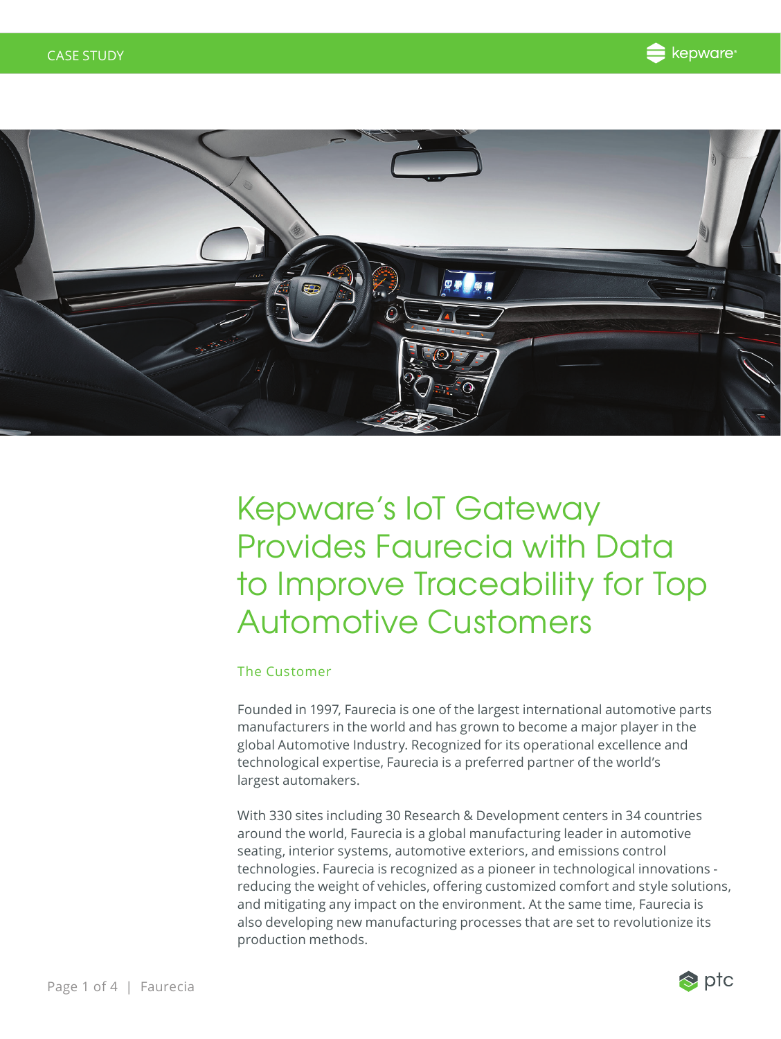CASE STUDY

# Kepware's IoT Gateway Provides Faurecia with Data to Improve Traceability for Top Automotive Customers

## The Customer

Founded in 1997, Faurecia is one of the largest international automotive parts manufacturers in the world and has grown to become a major player in the global Automotive Industry. Recognized for its operational excellence and technological expertise, Faurecia is a preferred partner of the world's largest automakers.

With 330 sites including 30 Research & Development centers in 34 countries around the world, Faurecia is a global manufacturing leader in automotive seating, interior systems, automotive exteriors, and emissions control technologies. Faurecia is recognized as a pioneer in technological innovations - reducing the weight of vehicles, offering customized comfort and style solutions, and mitigating any impact on the environment. At the same time, Faurecia is also developing new manufacturing processes that are set to revolutionize its production methods.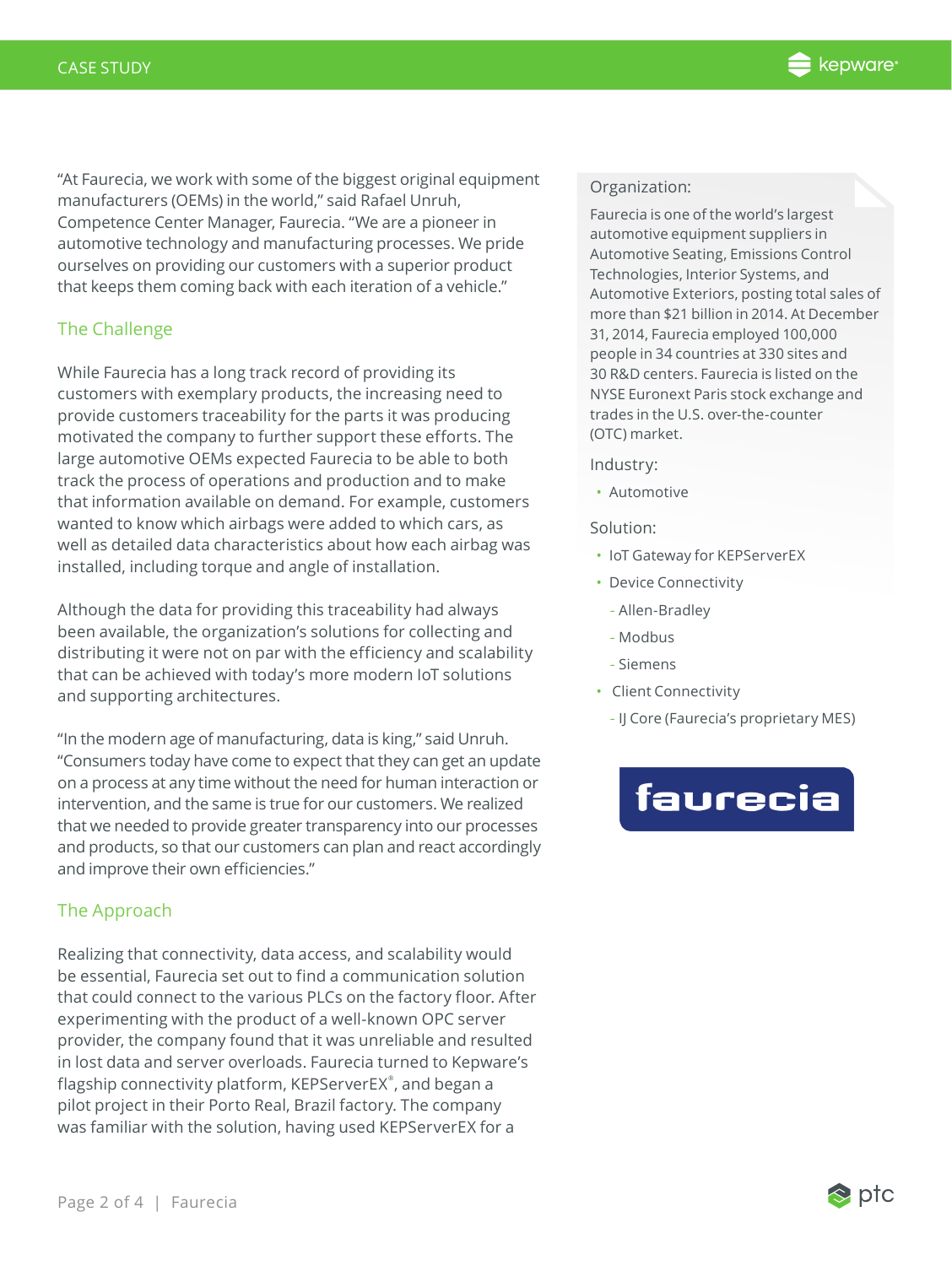"At Faurecia, we work with some of the biggest original equipment manufacturers (OEMs) in the world," said Rafael Unruh, Competence Center Manager, Faurecia. "We are a pioneer in automotive technology and manufacturing processes. We pride ourselves on providing our customers with a superior product that keeps them coming back with each iteration of a vehicle."

## The Challenge

While Faurecia has a long track record of providing its customers with exemplary products, the increasing need to provide customers traceability for the parts it was producing motivated the company to further support these efforts. The large automotive OEMs expected Faurecia to be able to both track the process of operations and production and to make that information available on demand. For example, customers wanted to know which airbags were added to which cars, as well as detailed data characteristics about how each airbag was installed, including torque and angle of installation.

Although the data for providing this traceability had always been available, the organization's solutions for collecting and distributing it were not on par with the efficiency and scalability that can be achieved with today's more modern IoT solutions and supporting architectures.

"In the modern age of manufacturing, data is king," said Unruh. "Consumers today have come to expect that they can get an update on a process at any time without the need for human interaction or intervention, and the same is true for our customers. We realized that we needed to provide greater transparency into our processes and products, so that our customers can plan and react accordingly and improve their own efficiencies."

## The Approach

Realizing that connectivity, data access, and scalability would be essential, Faurecia set out to find a communication solution that could connect to the various PLCs on the factory floor. After experimenting with the product of a well-known OPC server provider, the company found that it was unreliable and resulted in lost data and server overloads. Faurecia turned to Kepware's flagship connectivity platform, KEPServerEX®, and began a pilot project in their Porto Real, Brazil factory. The company was familiar with the solution, having used KEPServerEX for a

### Organization:

Faurecia is one of the world's largest automotive equipment suppliers in Automotive Seating, Emissions Control Technologies, Interior Systems, and Automotive Exteriors, posting total sales of more than $21 billion in 2014. At December 31, 2014, Faurecia employed 100,000 people in 34 countries at 330 sites and 30 R&D centers. Faurecia is listed on the NYSE Euronext Paris stock exchange and trades in the U.S. over-the-counter (OTC) market.

### Industry:

- Automotive

### Solution:

- IoT Gateway for KEPServerEX
- Device Connectivity
  - Allen-Bradley
  - Modbus
  - Siemens
- Client Connectivity
  - IJ Core (Faurecia's proprietary MES)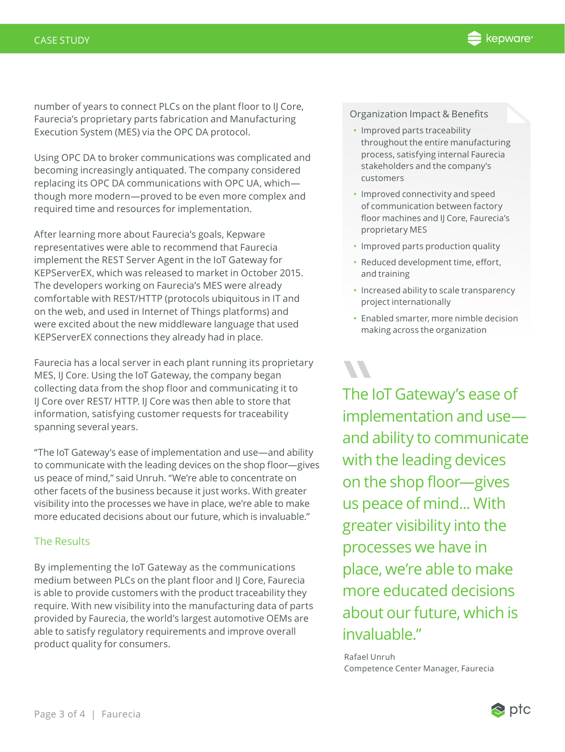number of years to connect PLCs on the plant floor to IJ Core, Faurecia's proprietary parts fabrication and Manufacturing Execution System (MES) via the OPC DA protocol.

Using OPC DA to broker communications was complicated and becoming increasingly antiquated. The company considered replacing its OPC DA communications with OPC UA, which—though more modern—proved to be even more complex and required time and resources for implementation.

After learning more about Faurecia's goals, Kepware representatives were able to recommend that Faurecia implement the REST Server Agent in the IoT Gateway for KEPServerEX, which was released to market in October 2015. The developers working on Faurecia's MES were already comfortable with REST/HTTP (protocols ubiquitous in IT and on the web, and used in Internet of Things platforms) and were excited about the new middleware language that used KEPServerEX connections they already had in place.

Faurecia has a local server in each plant running its proprietary MES, IJ Core. Using the IoT Gateway, the company began collecting data from the shop floor and communicating it to IJ Core over REST/ HTTP. IJ Core was then able to store that information, satisfying customer requests for traceability spanning several years.

"The IoT Gateway's ease of implementation and use—and ability to communicate with the leading devices on the shop floor—gives us peace of mind," said Unruh. "We're able to concentrate on other facets of the business because it just works. With greater visibility into the processes we have in place, we're able to make more educated decisions about our future, which is invaluable."

## The Results

By implementing the IoT Gateway as the communications medium between PLCs on the plant floor and IJ Core, Faurecia is able to provide customers with the product traceability they require. With new visibility into the manufacturing data of parts provided by Faurecia, the world's largest automotive OEMs are able to satisfy regulatory requirements and improve overall product quality for consumers.

### Organization Impact & Benefits

- Improved parts traceability throughout the entire manufacturing process, satisfying internal Faurecia stakeholders and the company's customers
- Improved connectivity and speed of communication between factory floor machines and IJ Core, Faurecia's proprietary MES
- Improved parts production quality
- Reduced development time, effort, and training
- Increased ability to scale transparency project internationally
- Enabled smarter, more nimble decision making across the organization

> The IoT Gateway's ease of implementation and use—and ability to communicate with the leading devices on the shop floor—gives us peace of mind... With greater visibility into the processes we have in place, we're able to make more educated decisions about our future, which is invaluable."

Rafael Unruh
Competence Center Manager, Faurecia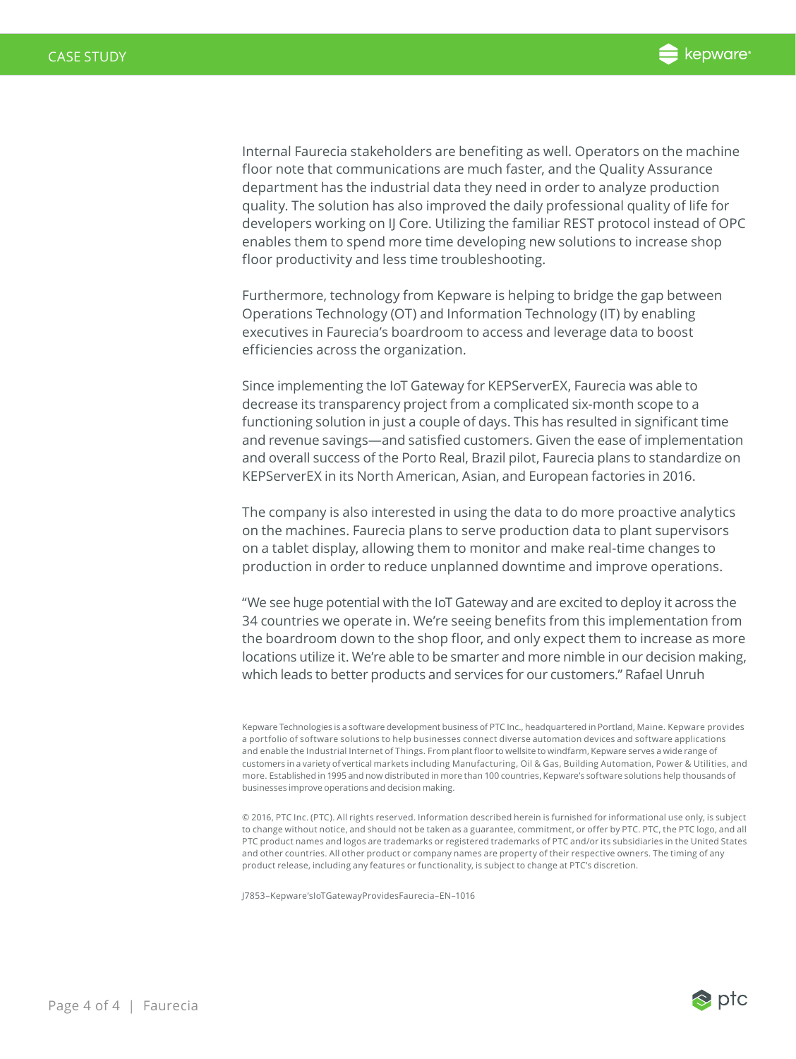Internal Faurecia stakeholders are benefiting as well. Operators on the machine floor note that communications are much faster, and the Quality Assurance department has the industrial data they need in order to analyze production quality. The solution has also improved the daily professional quality of life for developers working on IJ Core. Utilizing the familiar REST protocol instead of OPC enables them to spend more time developing new solutions to increase shop floor productivity and less time troubleshooting.

Furthermore, technology from Kepware is helping to bridge the gap between Operations Technology (OT) and Information Technology (IT) by enabling executives in Faurecia's boardroom to access and leverage data to boost efficiencies across the organization.

Since implementing the IoT Gateway for KEPServerEX, Faurecia was able to decrease its transparency project from a complicated six-month scope to a functioning solution in just a couple of days. This has resulted in significant time and revenue savings—and satisfied customers. Given the ease of implementation and overall success of the Porto Real, Brazil pilot, Faurecia plans to standardize on KEPServerEX in its North American, Asian, and European factories in 2016.

The company is also interested in using the data to do more proactive analytics on the machines. Faurecia plans to serve production data to plant supervisors on a tablet display, allowing them to monitor and make real-time changes to production in order to reduce unplanned downtime and improve operations.

"We see huge potential with the IoT Gateway and are excited to deploy it across the 34 countries we operate in. We're seeing benefits from this implementation from the boardroom down to the shop floor, and only expect them to increase as more locations utilize it. We're able to be smarter and more nimble in our decision making, which leads to better products and services for our customers." Rafael Unruh

Kepware Technologies is a software development business of PTC Inc., headquartered in Portland, Maine. Kepware provides a portfolio of software solutions to help businesses connect diverse automation devices and software applications and enable the Industrial Internet of Things. From plant floor to wellsite to windfarm, Kepware serves a wide range of customers in a variety of vertical markets including Manufacturing, Oil & Gas, Building Automation, Power & Utilities, and more. Established in 1995 and now distributed in more than 100 countries, Kepware's software solutions help thousands of businesses improve operations and decision making.

© 2016, PTC Inc. (PTC). All rights reserved. Information described herein is furnished for informational use only, is subject to change without notice, and should not be taken as a guarantee, commitment, or offer by PTC. PTC, the PTC logo, and all PTC product names and logos are trademarks or registered trademarks of PTC and/or its subsidiaries in the United States and other countries. All other product or company names are property of their respective owners. The timing of any product release, including any features or functionality, is subject to change at PTC's discretion.

J7853–Kepware'sIoTGatewayProvidesFaurecia–EN–1016